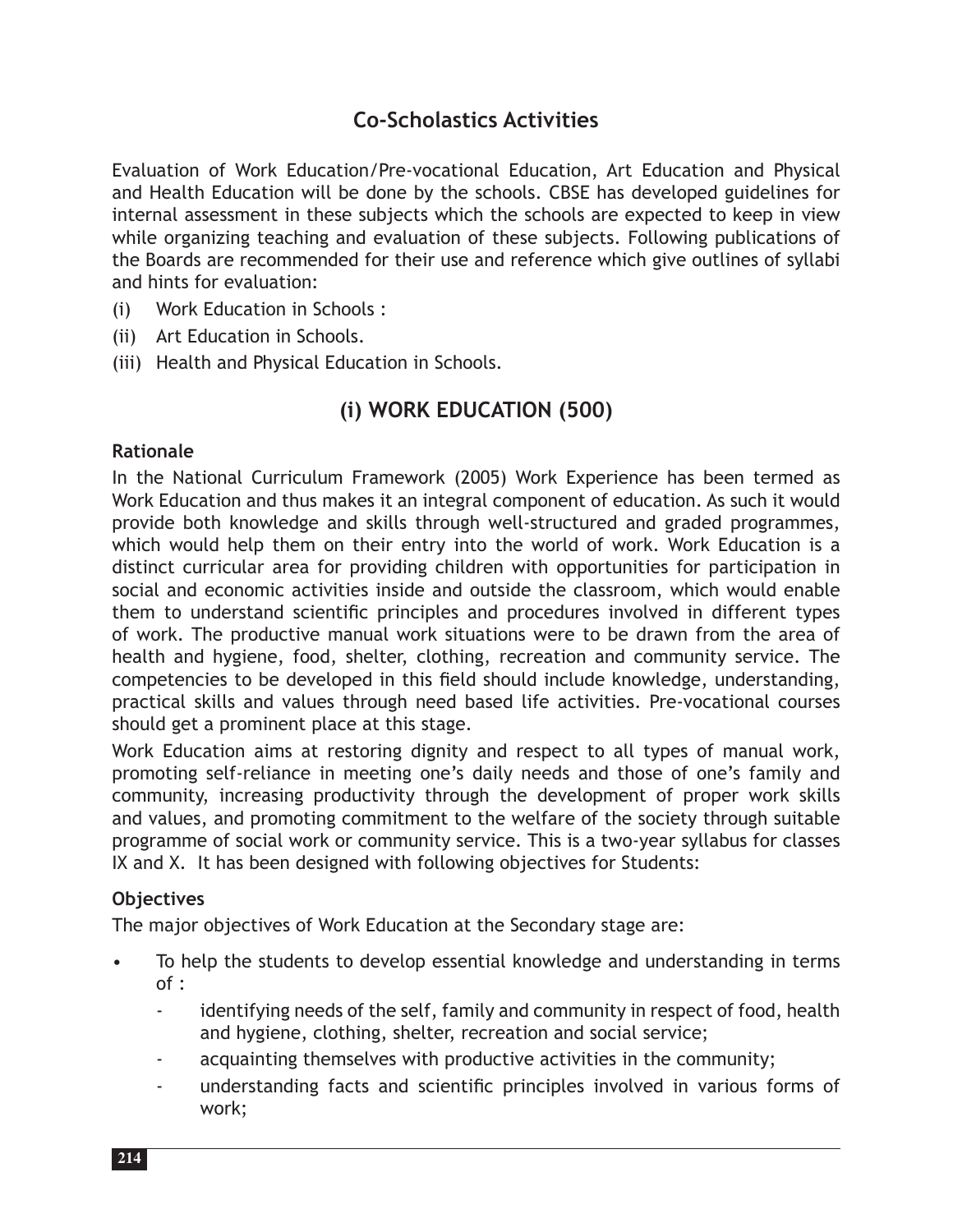# Co-Scholastics Activities

Evaluation of Work Education/Pre-vocational Education, Art Education and Physical and Health Education will be done by the schools. CBSE has developed guidelines for internal assessment in these subjects which the schools are expected to keep in view while organizing teaching and evaluation of these subjects. Following publications of the Boards are recommended for their use and reference which give outlines of syllabi and hints for evaluation:

(i) Work Education in Schools :

(ii) Art Education in Schools.

(iii) Health and Physical Education in Schools.

## (i) WORK EDUCATION (500)

### Rationale

In the National Curriculum Framework (2005) Work Experience has been termed as Work Education and thus makes it an integral component of education. As such it would provide both knowledge and skills through well-structured and graded programmes, which would help them on their entry into the world of work. Work Education is a distinct curricular area for providing children with opportunities for participation in social and economic activities inside and outside the classroom, which would enable them to understand scientific principles and procedures involved in different types of work. The productive manual work situations were to be drawn from the area of health and hygiene, food, shelter, clothing, recreation and community service. The competencies to be developed in this field should include knowledge, understanding, practical skills and values through need based life activities. Pre-vocational courses should get a prominent place at this stage.

Work Education aims at restoring dignity and respect to all types of manual work, promoting self-reliance in meeting one's daily needs and those of one's family and community, increasing productivity through the development of proper work skills and values, and promoting commitment to the welfare of the society through suitable programme of social work or community service. This is a two-year syllabus for classes IX and X. It has been designed with following objectives for Students:

### Objectives

The major objectives of Work Education at the Secondary stage are:

- To help the students to develop essential knowledge and understanding in terms of :
  - identifying needs of the self, family and community in respect of food, health and hygiene, clothing, shelter, recreation and social service;
  - acquainting themselves with productive activities in the community;
  - understanding facts and scientific principles involved in various forms of work;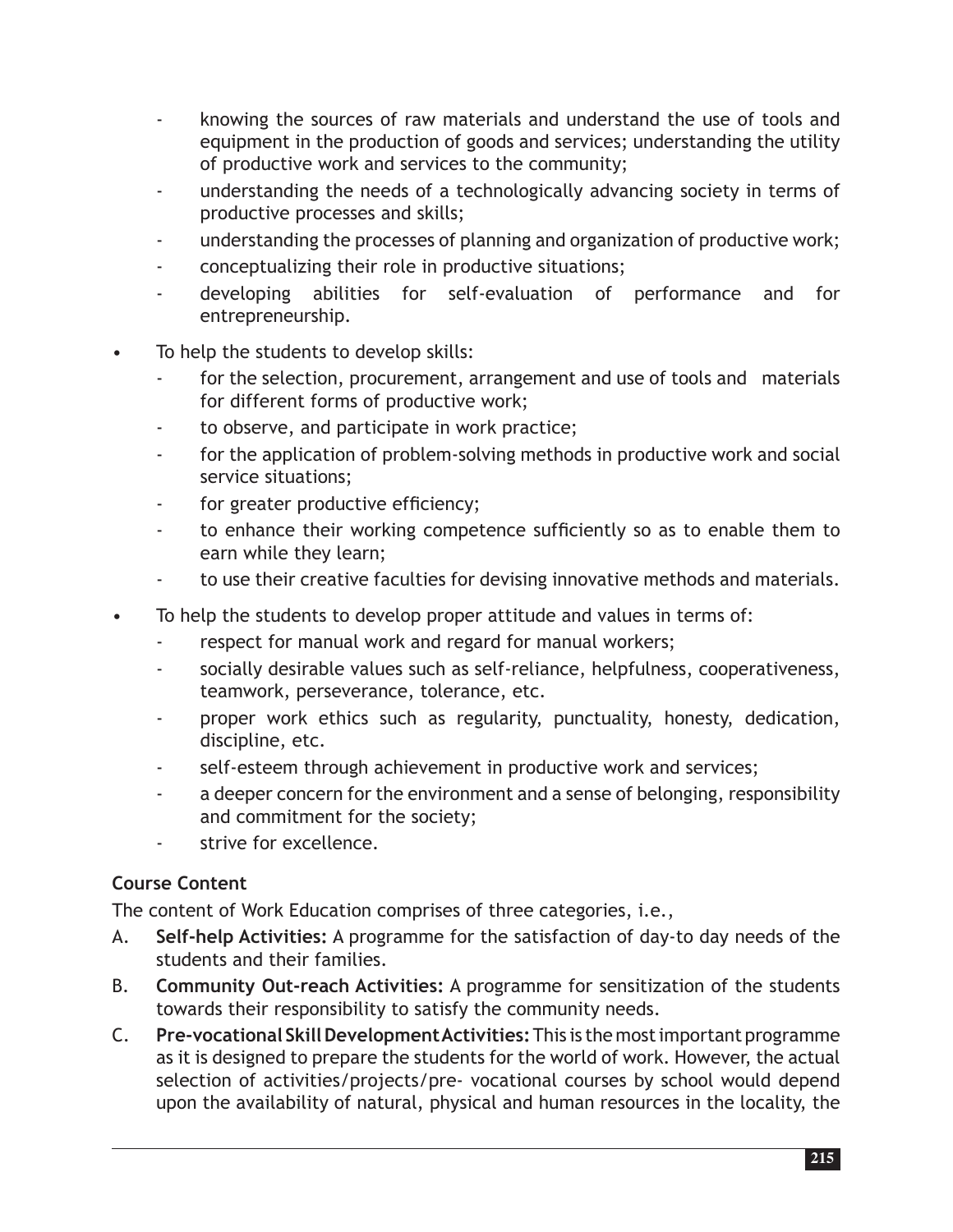- knowing the sources of raw materials and understand the use of tools and equipment in the production of goods and services; understanding the utility of productive work and services to the community;
- understanding the needs of a technologically advancing society in terms of productive processes and skills;
- understanding the processes of planning and organization of productive work;
- conceptualizing their role in productive situations;
- developing abilities for self-evaluation of performance and for entrepreneurship.

- To help the students to develop skills:
  - for the selection, procurement, arrangement and use of tools and materials for different forms of productive work;
  - to observe, and participate in work practice;
  - for the application of problem-solving methods in productive work and social service situations;
  - for greater productive efficiency;
  - to enhance their working competence sufficiently so as to enable them to earn while they learn;
  - to use their creative faculties for devising innovative methods and materials.

- To help the students to develop proper attitude and values in terms of:
  - respect for manual work and regard for manual workers;
  - socially desirable values such as self-reliance, helpfulness, cooperativeness, teamwork, perseverance, tolerance, etc.
  - proper work ethics such as regularity, punctuality, honesty, dedication, discipline, etc.
  - self-esteem through achievement in productive work and services;
  - a deeper concern for the environment and a sense of belonging, responsibility and commitment for the society;
  - strive for excellence.

**Course Content**

The content of Work Education comprises of three categories, i.e.,

A. **Self-help Activities:** A programme for the satisfaction of day-to day needs of the students and their families.

B. **Community Out-reach Activities:** A programme for sensitization of the students towards their responsibility to satisfy the community needs.

C. **Pre-vocational Skill Development Activities:** This is the most important programme as it is designed to prepare the students for the world of work. However, the actual selection of activities/projects/pre- vocational courses by school would depend upon the availability of natural, physical and human resources in the locality, the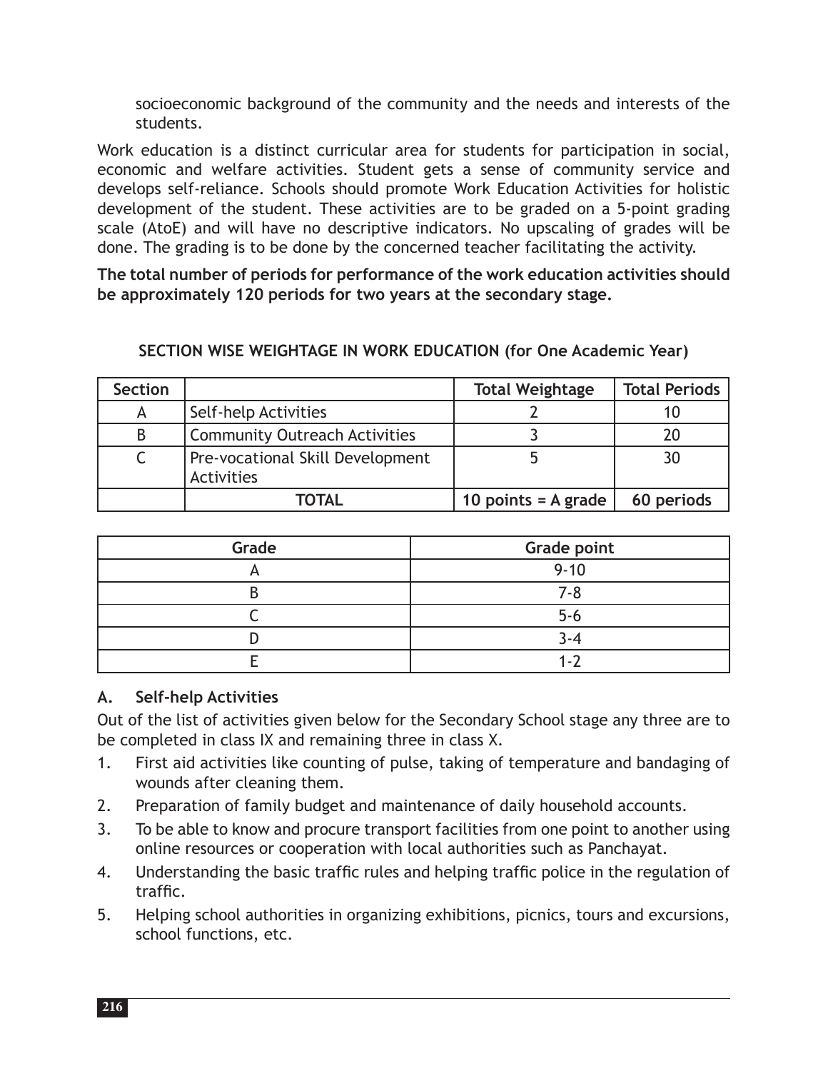socioeconomic background of the community and the needs and interests of the students.

Work education is a distinct curricular area for students for participation in social, economic and welfare activities. Student gets a sense of community service and develops self-reliance. Schools should promote Work Education Activities for holistic development of the student. These activities are to be graded on a 5-point grading scale (AtoE) and will have no descriptive indicators. No upscaling of grades will be done. The grading is to be done by the concerned teacher facilitating the activity.

**The total number of periods for performance of the work education activities should be approximately 120 periods for two years at the secondary stage.**

**SECTION WISE WEIGHTAGE IN WORK EDUCATION (for One Academic Year)**

| Section | | Total Weightage | Total Periods |
|---|---|---|---|
| A | Self-help Activities | 2 | 10 |
| B | Community Outreach Activities | 3 | 20 |
| C | Pre-vocational Skill Development Activities | 5 | 30 |
| | **TOTAL** | **10 points = A grade** | **60 periods** |

| Grade | Grade point |
|---|---|
| A | 9-10 |
| B | 7-8 |
| C | 5-6 |
| D | 3-4 |
| E | 1-2 |

### A. Self-help Activities

Out of the list of activities given below for the Secondary School stage any three are to be completed in class IX and remaining three in class X.

1. First aid activities like counting of pulse, taking of temperature and bandaging of wounds after cleaning them.
2. Preparation of family budget and maintenance of daily household accounts.
3. To be able to know and procure transport facilities from one point to another using online resources or cooperation with local authorities such as Panchayat.
4. Understanding the basic traffic rules and helping traffic police in the regulation of traffic.
5. Helping school authorities in organizing exhibitions, picnics, tours and excursions, school functions, etc.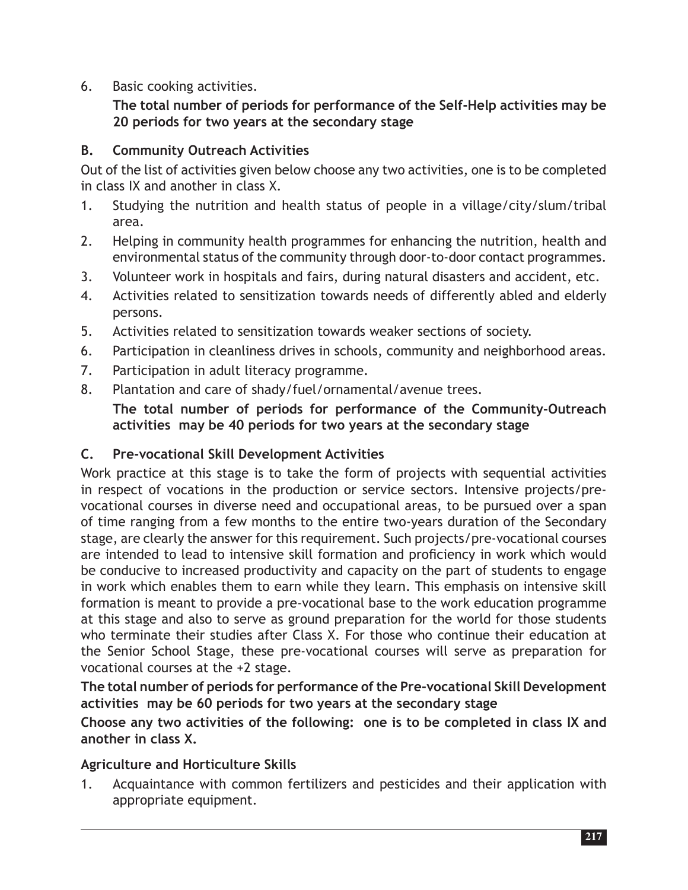6. Basic cooking activities.

   **The total number of periods for performance of the Self-Help activities may be 20 periods for two years at the secondary stage**

### B. Community Outreach Activities

Out of the list of activities given below choose any two activities, one is to be completed in class IX and another in class X.

1. Studying the nutrition and health status of people in a village/city/slum/tribal area.
2. Helping in community health programmes for enhancing the nutrition, health and environmental status of the community through door-to-door contact programmes.
3. Volunteer work in hospitals and fairs, during natural disasters and accident, etc.
4. Activities related to sensitization towards needs of differently abled and elderly persons.
5. Activities related to sensitization towards weaker sections of society.
6. Participation in cleanliness drives in schools, community and neighborhood areas.
7. Participation in adult literacy programme.
8. Plantation and care of shady/fuel/ornamental/avenue trees.

   **The total number of periods for performance of the Community-Outreach activities may be 40 periods for two years at the secondary stage**

### C. Pre-vocational Skill Development Activities

Work practice at this stage is to take the form of projects with sequential activities in respect of vocations in the production or service sectors. Intensive projects/pre-vocational courses in diverse need and occupational areas, to be pursued over a span of time ranging from a few months to the entire two-years duration of the Secondary stage, are clearly the answer for this requirement. Such projects/pre-vocational courses are intended to lead to intensive skill formation and proficiency in work which would be conducive to increased productivity and capacity on the part of students to engage in work which enables them to earn while they learn. This emphasis on intensive skill formation is meant to provide a pre-vocational base to the work education programme at this stage and also to serve as ground preparation for the world for those students who terminate their studies after Class X. For those who continue their education at the Senior School Stage, these pre-vocational courses will serve as preparation for vocational courses at the +2 stage.

**The total number of periods for performance of the Pre-vocational Skill Development activities may be 60 periods for two years at the secondary stage**

**Choose any two activities of the following: one is to be completed in class IX and another in class X.**

#### Agriculture and Horticulture Skills

1. Acquaintance with common fertilizers and pesticides and their application with appropriate equipment.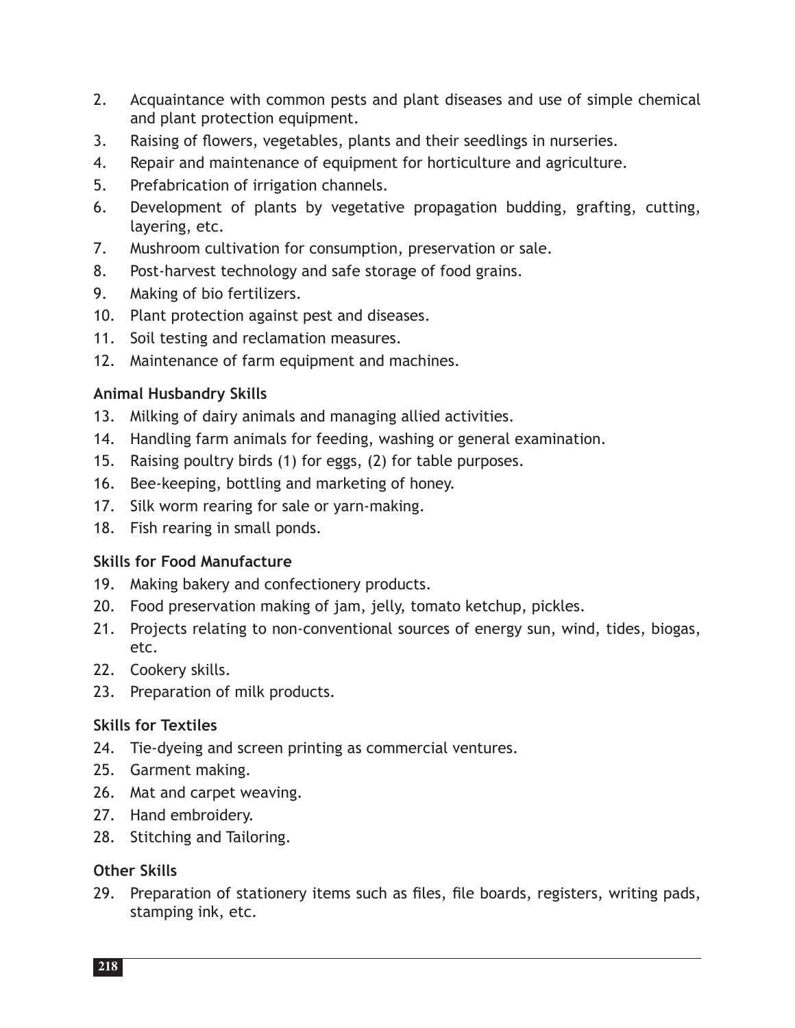2. Acquaintance with common pests and plant diseases and use of simple chemical and plant protection equipment.
3. Raising of flowers, vegetables, plants and their seedlings in nurseries.
4. Repair and maintenance of equipment for horticulture and agriculture.
5. Prefabrication of irrigation channels.
6. Development of plants by vegetative propagation budding, grafting, cutting, layering, etc.
7. Mushroom cultivation for consumption, preservation or sale.
8. Post-harvest technology and safe storage of food grains.
9. Making of bio fertilizers.
10. Plant protection against pest and diseases.
11. Soil testing and reclamation measures.
12. Maintenance of farm equipment and machines.

**Animal Husbandry Skills**

13. Milking of dairy animals and managing allied activities.
14. Handling farm animals for feeding, washing or general examination.
15. Raising poultry birds (1) for eggs, (2) for table purposes.
16. Bee-keeping, bottling and marketing of honey.
17. Silk worm rearing for sale or yarn-making.
18. Fish rearing in small ponds.

**Skills for Food Manufacture**

19. Making bakery and confectionery products.
20. Food preservation making of jam, jelly, tomato ketchup, pickles.
21. Projects relating to non-conventional sources of energy sun, wind, tides, biogas, etc.
22. Cookery skills.
23. Preparation of milk products.

**Skills for Textiles**

24. Tie-dyeing and screen printing as commercial ventures.
25. Garment making.
26. Mat and carpet weaving.
27. Hand embroidery.
28. Stitching and Tailoring.

**Other Skills**

29. Preparation of stationery items such as files, file boards, registers, writing pads, stamping ink, etc.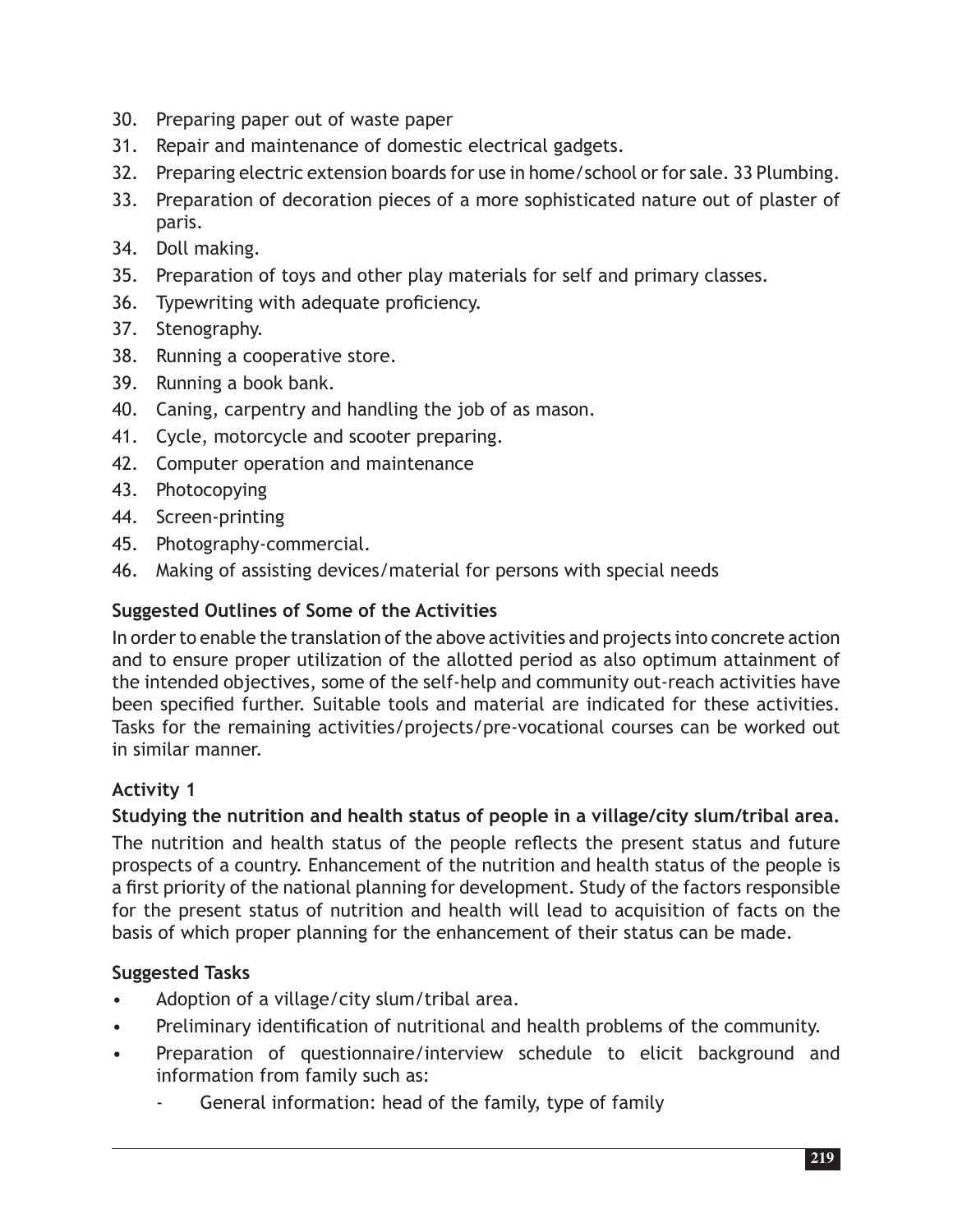30. Preparing paper out of waste paper
31. Repair and maintenance of domestic electrical gadgets.
32. Preparing electric extension boards for use in home/school or for sale. 33 Plumbing.
33. Preparation of decoration pieces of a more sophisticated nature out of plaster of paris.
34. Doll making.
35. Preparation of toys and other play materials for self and primary classes.
36. Typewriting with adequate proficiency.
37. Stenography.
38. Running a cooperative store.
39. Running a book bank.
40. Caning, carpentry and handling the job of as mason.
41. Cycle, motorcycle and scooter preparing.
42. Computer operation and maintenance
43. Photocopying
44. Screen-printing
45. Photography-commercial.
46. Making of assisting devices/material for persons with special needs

**Suggested Outlines of Some of the Activities**

In order to enable the translation of the above activities and projects into concrete action and to ensure proper utilization of the allotted period as also optimum attainment of the intended objectives, some of the self-help and community out-reach activities have been specified further. Suitable tools and material are indicated for these activities. Tasks for the remaining activities/projects/pre-vocational courses can be worked out in similar manner.

**Activity 1**

**Studying the nutrition and health status of people in a village/city slum/tribal area.**

The nutrition and health status of the people reflects the present status and future prospects of a country. Enhancement of the nutrition and health status of the people is a first priority of the national planning for development. Study of the factors responsible for the present status of nutrition and health will lead to acquisition of facts on the basis of which proper planning for the enhancement of their status can be made.

**Suggested Tasks**

- Adoption of a village/city slum/tribal area.
- Preliminary identification of nutritional and health problems of the community.
- Preparation of questionnaire/interview schedule to elicit background and information from family such as:
  - General information: head of the family, type of family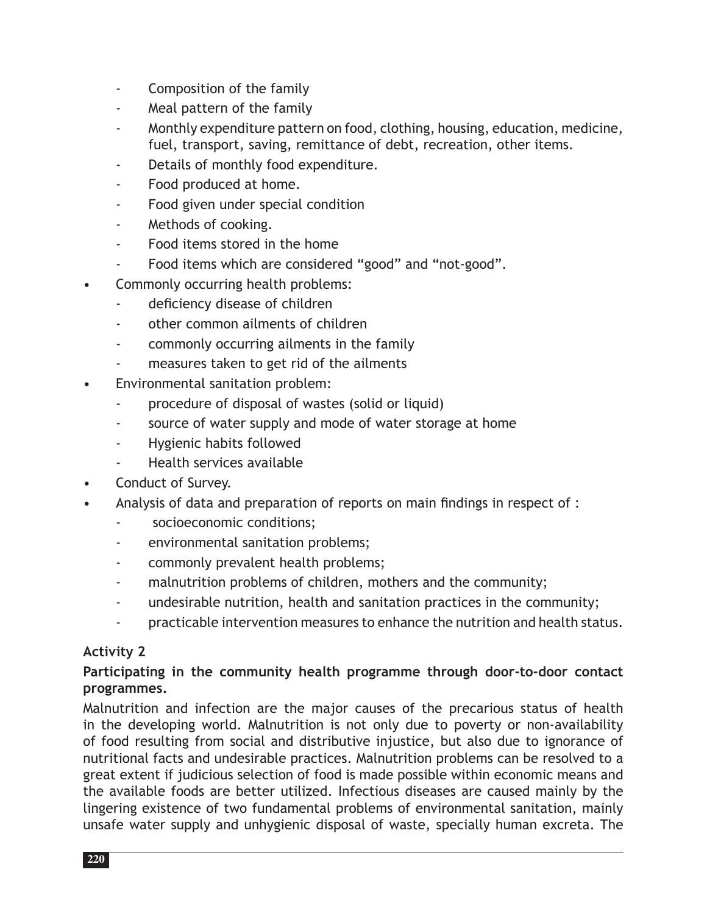- Composition of the family
  - Meal pattern of the family
  - Monthly expenditure pattern on food, clothing, housing, education, medicine, fuel, transport, saving, remittance of debt, recreation, other items.
  - Details of monthly food expenditure.
  - Food produced at home.
  - Food given under special condition
  - Methods of cooking.
  - Food items stored in the home
  - Food items which are considered "good" and "not-good".
- Commonly occurring health problems:
  - deficiency disease of children
  - other common ailments of children
  - commonly occurring ailments in the family
  - measures taken to get rid of the ailments
- Environmental sanitation problem:
  - procedure of disposal of wastes (solid or liquid)
  - source of water supply and mode of water storage at home
  - Hygienic habits followed
  - Health services available
- Conduct of Survey.
- Analysis of data and preparation of reports on main findings in respect of :
  - socioeconomic conditions;
  - environmental sanitation problems;
  - commonly prevalent health problems;
  - malnutrition problems of children, mothers and the community;
  - undesirable nutrition, health and sanitation practices in the community;
  - practicable intervention measures to enhance the nutrition and health status.

**Activity 2**

**Participating in the community health programme through door-to-door contact programmes.**

Malnutrition and infection are the major causes of the precarious status of health in the developing world. Malnutrition is not only due to poverty or non-availability of food resulting from social and distributive injustice, but also due to ignorance of nutritional facts and undesirable practices. Malnutrition problems can be resolved to a great extent if judicious selection of food is made possible within economic means and the available foods are better utilized. Infectious diseases are caused mainly by the lingering existence of two fundamental problems of environmental sanitation, mainly unsafe water supply and unhygienic disposal of waste, specially human excreta. The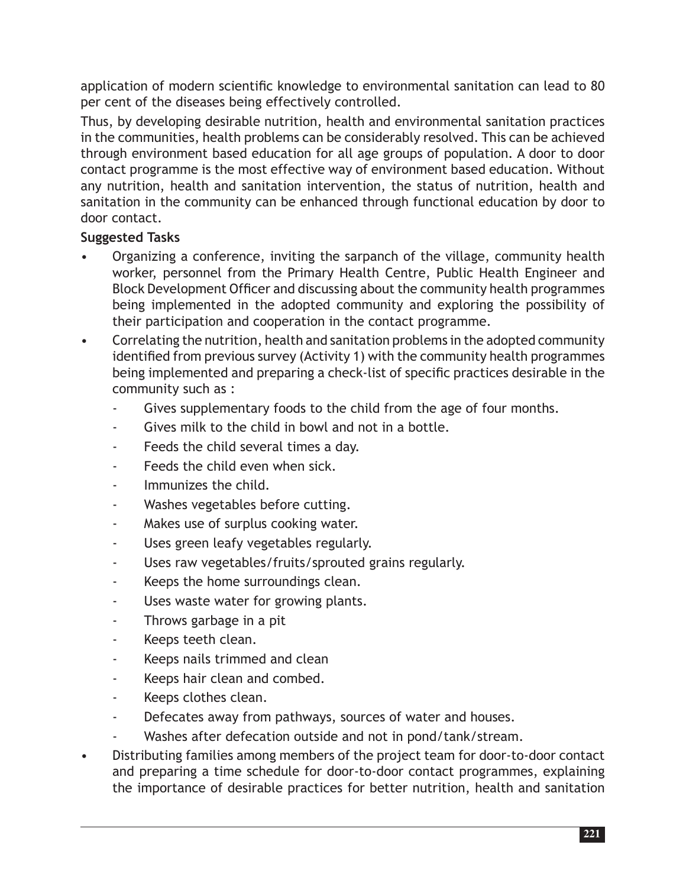application of modern scientific knowledge to environmental sanitation can lead to 80 per cent of the diseases being effectively controlled.

Thus, by developing desirable nutrition, health and environmental sanitation practices in the communities, health problems can be considerably resolved. This can be achieved through environment based education for all age groups of population. A door to door contact programme is the most effective way of environment based education. Without any nutrition, health and sanitation intervention, the status of nutrition, health and sanitation in the community can be enhanced through functional education by door to door contact.

**Suggested Tasks**

- Organizing a conference, inviting the sarpanch of the village, community health worker, personnel from the Primary Health Centre, Public Health Engineer and Block Development Officer and discussing about the community health programmes being implemented in the adopted community and exploring the possibility of their participation and cooperation in the contact programme.
- Correlating the nutrition, health and sanitation problems in the adopted community identified from previous survey (Activity 1) with the community health programmes being implemented and preparing a check-list of specific practices desirable in the community such as :
  - Gives supplementary foods to the child from the age of four months.
  - Gives milk to the child in bowl and not in a bottle.
  - Feeds the child several times a day.
  - Feeds the child even when sick.
  - Immunizes the child.
  - Washes vegetables before cutting.
  - Makes use of surplus cooking water.
  - Uses green leafy vegetables regularly.
  - Uses raw vegetables/fruits/sprouted grains regularly.
  - Keeps the home surroundings clean.
  - Uses waste water for growing plants.
  - Throws garbage in a pit
  - Keeps teeth clean.
  - Keeps nails trimmed and clean
  - Keeps hair clean and combed.
  - Keeps clothes clean.
  - Defecates away from pathways, sources of water and houses.
  - Washes after defecation outside and not in pond/tank/stream.
- Distributing families among members of the project team for door-to-door contact and preparing a time schedule for door-to-door contact programmes, explaining the importance of desirable practices for better nutrition, health and sanitation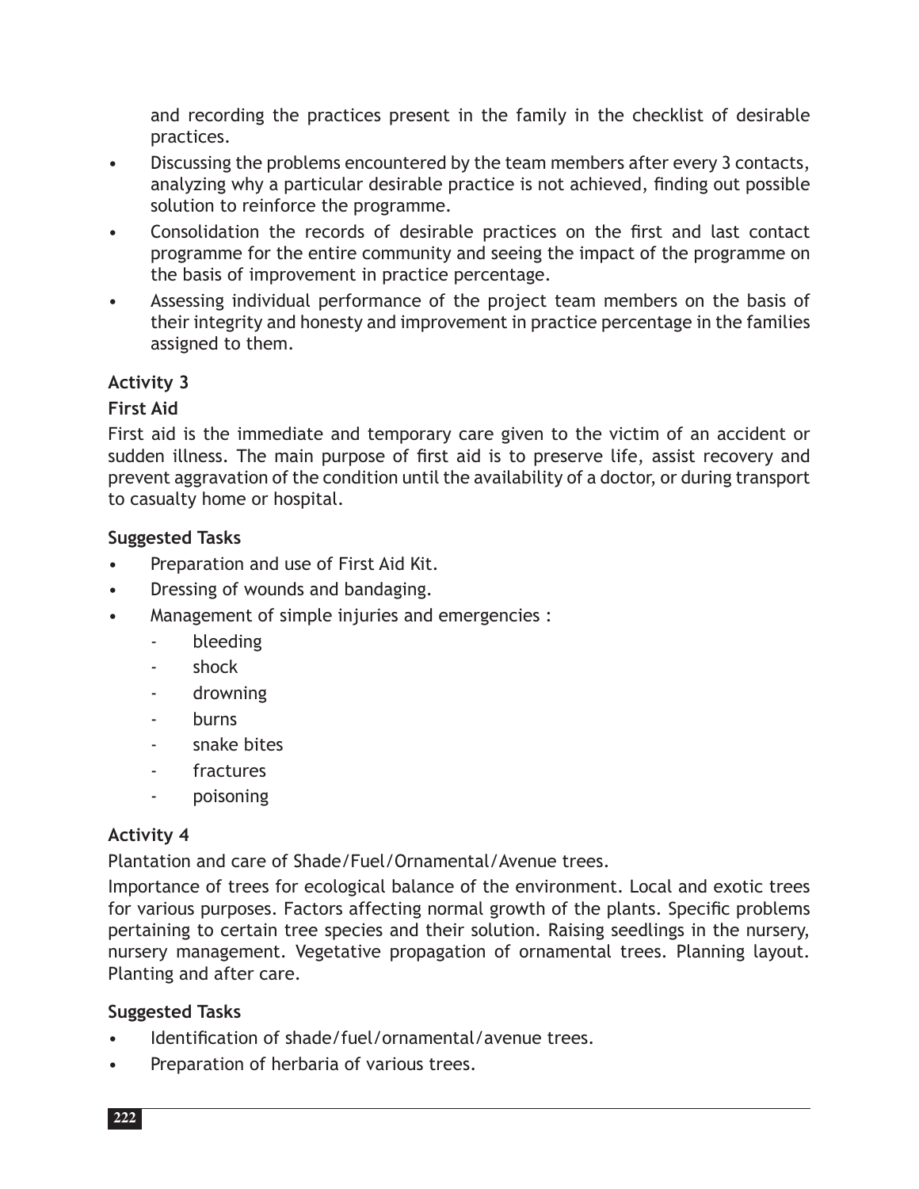and recording the practices present in the family in the checklist of desirable practices.

- Discussing the problems encountered by the team members after every 3 contacts, analyzing why a particular desirable practice is not achieved, finding out possible solution to reinforce the programme.
- Consolidation the records of desirable practices on the first and last contact programme for the entire community and seeing the impact of the programme on the basis of improvement in practice percentage.
- Assessing individual performance of the project team members on the basis of their integrity and honesty and improvement in practice percentage in the families assigned to them.

**Activity 3**

**First Aid**

First aid is the immediate and temporary care given to the victim of an accident or sudden illness. The main purpose of first aid is to preserve life, assist recovery and prevent aggravation of the condition until the availability of a doctor, or during transport to casualty home or hospital.

**Suggested Tasks**

- Preparation and use of First Aid Kit.
- Dressing of wounds and bandaging.
- Management of simple injuries and emergencies :
  - bleeding
  - shock
  - drowning
  - burns
  - snake bites
  - fractures
  - poisoning

**Activity 4**

Plantation and care of Shade/Fuel/Ornamental/Avenue trees.

Importance of trees for ecological balance of the environment. Local and exotic trees for various purposes. Factors affecting normal growth of the plants. Specific problems pertaining to certain tree species and their solution. Raising seedlings in the nursery, nursery management. Vegetative propagation of ornamental trees. Planning layout. Planting and after care.

**Suggested Tasks**

- Identification of shade/fuel/ornamental/avenue trees.
- Preparation of herbaria of various trees.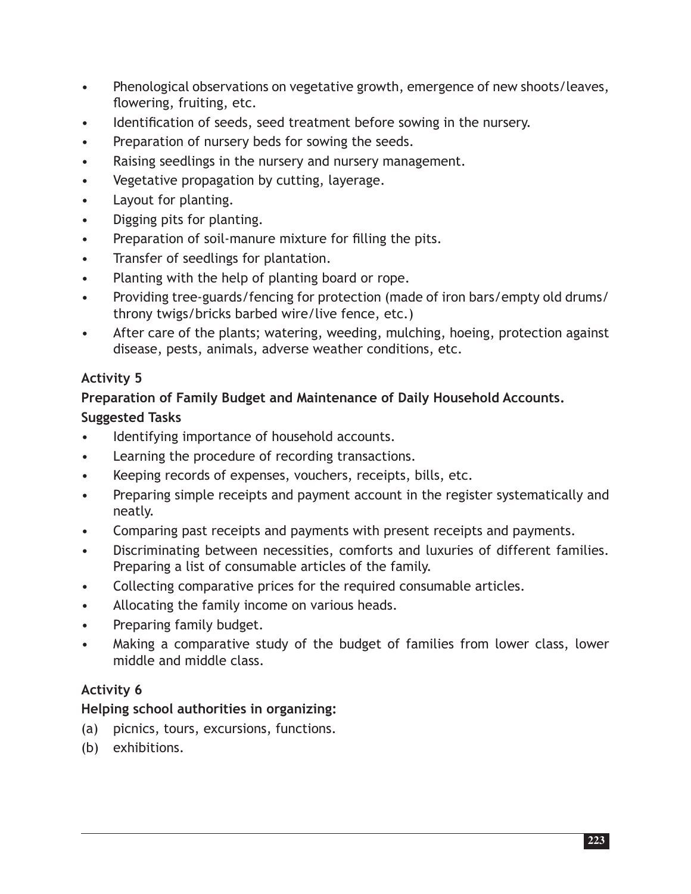- Phenological observations on vegetative growth, emergence of new shoots/leaves, flowering, fruiting, etc.
- Identification of seeds, seed treatment before sowing in the nursery.
- Preparation of nursery beds for sowing the seeds.
- Raising seedlings in the nursery and nursery management.
- Vegetative propagation by cutting, layerage.
- Layout for planting.
- Digging pits for planting.
- Preparation of soil-manure mixture for filling the pits.
- Transfer of seedlings for plantation.
- Planting with the help of planting board or rope.
- Providing tree-guards/fencing for protection (made of iron bars/empty old drums/ throny twigs/bricks barbed wire/live fence, etc.)
- After care of the plants; watering, weeding, mulching, hoeing, protection against disease, pests, animals, adverse weather conditions, etc.

**Activity 5**

**Preparation of Family Budget and Maintenance of Daily Household Accounts.**

**Suggested Tasks**

- Identifying importance of household accounts.
- Learning the procedure of recording transactions.
- Keeping records of expenses, vouchers, receipts, bills, etc.
- Preparing simple receipts and payment account in the register systematically and neatly.
- Comparing past receipts and payments with present receipts and payments.
- Discriminating between necessities, comforts and luxuries of different families. Preparing a list of consumable articles of the family.
- Collecting comparative prices for the required consumable articles.
- Allocating the family income on various heads.
- Preparing family budget.
- Making a comparative study of the budget of families from lower class, lower middle and middle class.

**Activity 6**

**Helping school authorities in organizing:**

(a) picnics, tours, excursions, functions.

(b) exhibitions.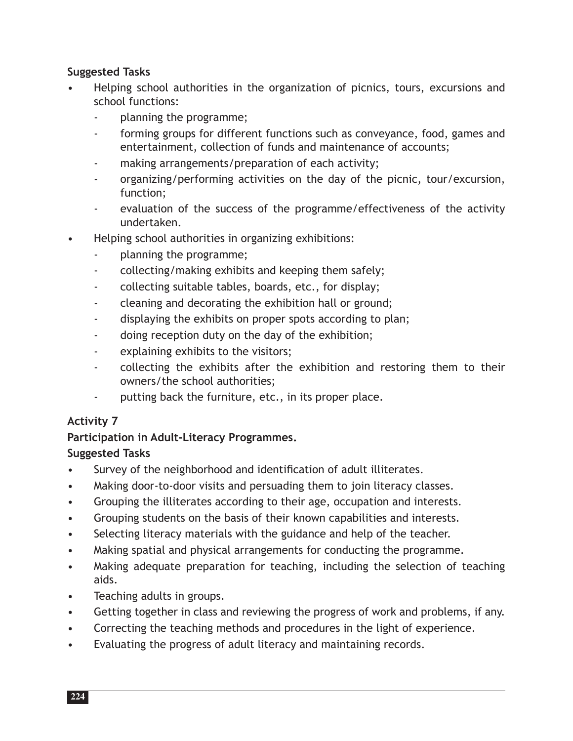**Suggested Tasks**

- Helping school authorities in the organization of picnics, tours, excursions and school functions:
  - planning the programme;
  - forming groups for different functions such as conveyance, food, games and entertainment, collection of funds and maintenance of accounts;
  - making arrangements/preparation of each activity;
  - organizing/performing activities on the day of the picnic, tour/excursion, function;
  - evaluation of the success of the programme/effectiveness of the activity undertaken.
- Helping school authorities in organizing exhibitions:
  - planning the programme;
  - collecting/making exhibits and keeping them safely;
  - collecting suitable tables, boards, etc., for display;
  - cleaning and decorating the exhibition hall or ground;
  - displaying the exhibits on proper spots according to plan;
  - doing reception duty on the day of the exhibition;
  - explaining exhibits to the visitors;
  - collecting the exhibits after the exhibition and restoring them to their owners/the school authorities;
  - putting back the furniture, etc., in its proper place.

**Activity 7**

**Participation in Adult-Literacy Programmes.**

**Suggested Tasks**

- Survey of the neighborhood and identification of adult illiterates.
- Making door-to-door visits and persuading them to join literacy classes.
- Grouping the illiterates according to their age, occupation and interests.
- Grouping students on the basis of their known capabilities and interests.
- Selecting literacy materials with the guidance and help of the teacher.
- Making spatial and physical arrangements for conducting the programme.
- Making adequate preparation for teaching, including the selection of teaching aids.
- Teaching adults in groups.
- Getting together in class and reviewing the progress of work and problems, if any.
- Correcting the teaching methods and procedures in the light of experience.
- Evaluating the progress of adult literacy and maintaining records.